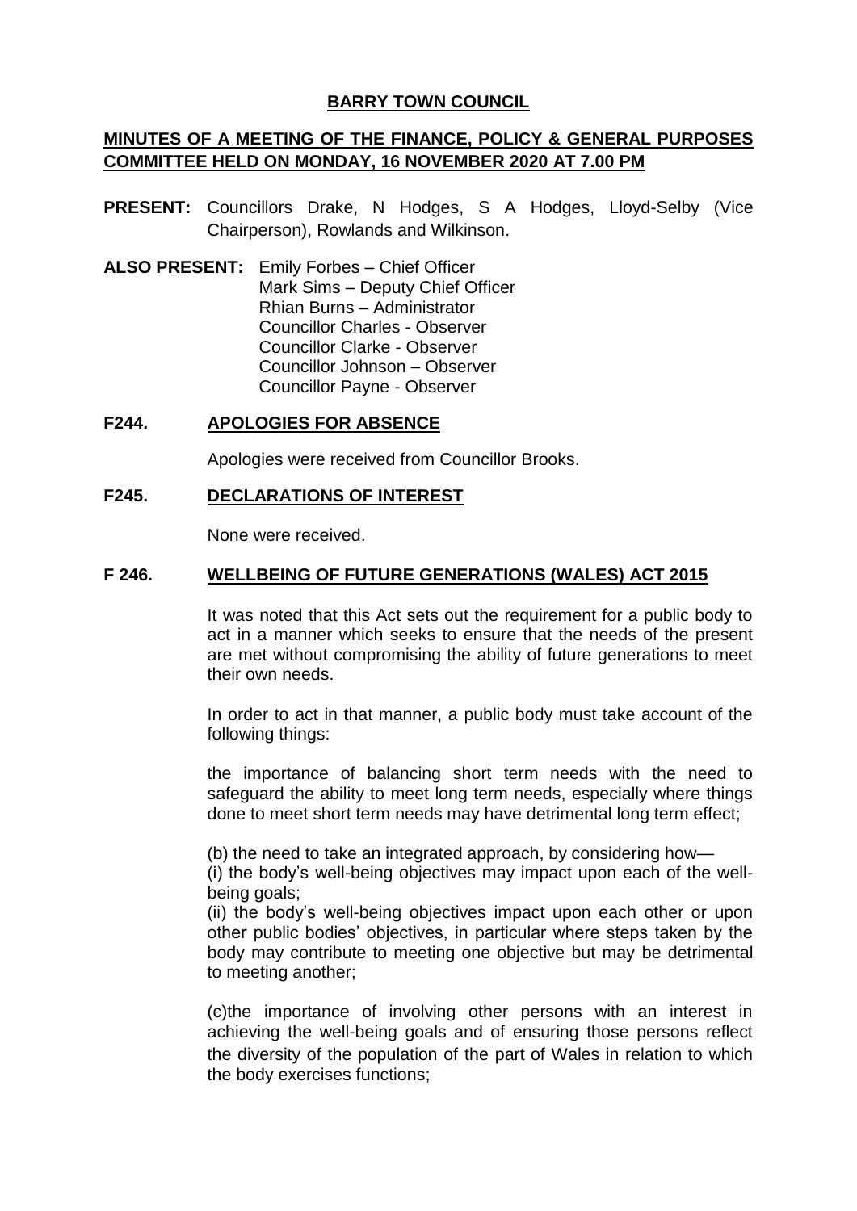# BARRY TOWN COUNCIL

## MINUTES OF A MEETING OF THE FINANCE, POLICY & GENERAL PURPOSES COMMITTEE HELD ON MONDAY, 16 NOVEMBER 2020 AT 7.00 PM

**PRESENT:** Councillors Drake, N Hodges, S A Hodges, Lloyd-Selby (Vice Chairperson), Rowlands and Wilkinson.

**ALSO PRESENT:** Emily Forbes – Chief Officer
Mark Sims – Deputy Chief Officer
Rhian Burns – Administrator
Councillor Charles - Observer
Councillor Clarke - Observer
Councillor Johnson – Observer
Councillor Payne - Observer

### F244. APOLOGIES FOR ABSENCE

Apologies were received from Councillor Brooks.

### F245. DECLARATIONS OF INTEREST

None were received.

### F 246. WELLBEING OF FUTURE GENERATIONS (WALES) ACT 2015

It was noted that this Act sets out the requirement for a public body to act in a manner which seeks to ensure that the needs of the present are met without compromising the ability of future generations to meet their own needs.

In order to act in that manner, a public body must take account of the following things:

the importance of balancing short term needs with the need to safeguard the ability to meet long term needs, especially where things done to meet short term needs may have detrimental long term effect;

(b) the need to take an integrated approach, by considering how—
(i) the body's well-being objectives may impact upon each of the well-being goals;
(ii) the body's well-being objectives impact upon each other or upon other public bodies' objectives, in particular where steps taken by the body may contribute to meeting one objective but may be detrimental to meeting another;

(c)the importance of involving other persons with an interest in achieving the well-being goals and of ensuring those persons reflect the diversity of the population of the part of Wales in relation to which the body exercises functions;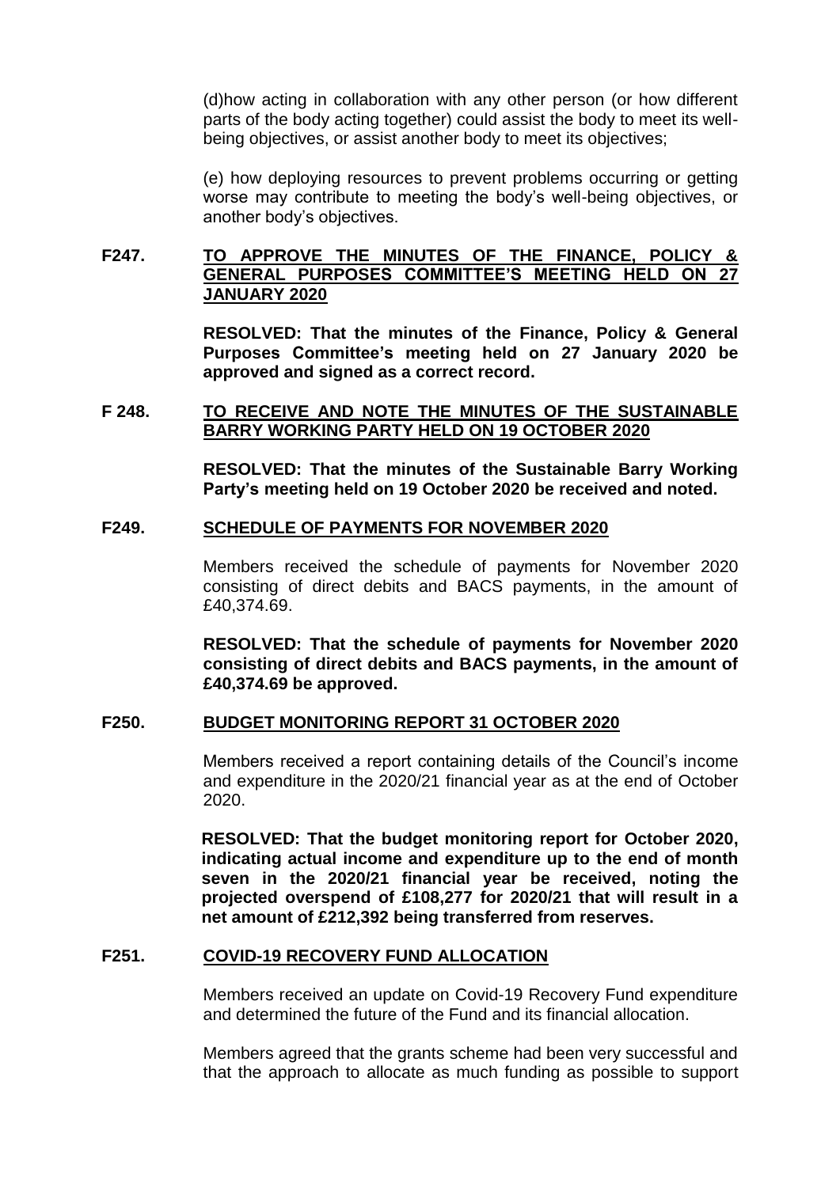(d)how acting in collaboration with any other person (or how different parts of the body acting together) could assist the body to meet its well-being objectives, or assist another body to meet its objectives;

(e) how deploying resources to prevent problems occurring or getting worse may contribute to meeting the body's well-being objectives, or another body's objectives.

**F247. <u>TO APPROVE THE MINUTES OF THE FINANCE, POLICY & GENERAL PURPOSES COMMITTEE'S MEETING HELD ON 27 JANUARY 2020</u>**

**RESOLVED: That the minutes of the Finance, Policy & General Purposes Committee's meeting held on 27 January 2020 be approved and signed as a correct record.**

**F 248. <u>TO RECEIVE AND NOTE THE MINUTES OF THE SUSTAINABLE BARRY WORKING PARTY HELD ON 19 OCTOBER 2020</u>**

**RESOLVED: That the minutes of the Sustainable Barry Working Party's meeting held on 19 October 2020 be received and noted.**

**F249. <u>SCHEDULE OF PAYMENTS FOR NOVEMBER 2020</u>**

Members received the schedule of payments for November 2020 consisting of direct debits and BACS payments, in the amount of £40,374.69.

**RESOLVED: That the schedule of payments for November 2020 consisting of direct debits and BACS payments, in the amount of £40,374.69 be approved.**

**F250. <u>BUDGET MONITORING REPORT 31 OCTOBER 2020</u>**

Members received a report containing details of the Council's income and expenditure in the 2020/21 financial year as at the end of October 2020.

**RESOLVED: That the budget monitoring report for October 2020, indicating actual income and expenditure up to the end of month seven in the 2020/21 financial year be received, noting the projected overspend of £108,277 for 2020/21 that will result in a net amount of £212,392 being transferred from reserves.**

**F251. <u>COVID-19 RECOVERY FUND ALLOCATION</u>**

Members received an update on Covid-19 Recovery Fund expenditure and determined the future of the Fund and its financial allocation.

Members agreed that the grants scheme had been very successful and that the approach to allocate as much funding as possible to support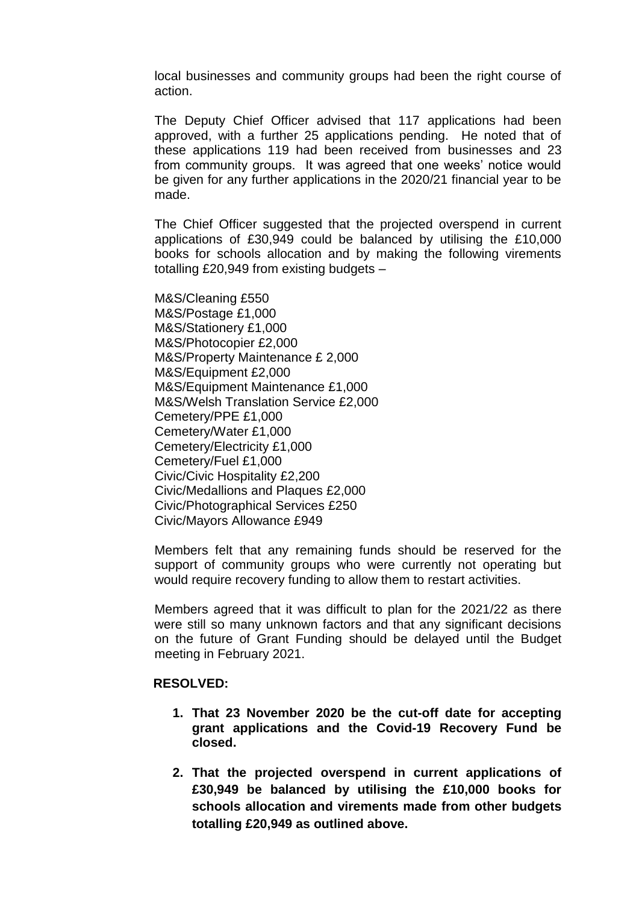local businesses and community groups had been the right course of action.

The Deputy Chief Officer advised that 117 applications had been approved, with a further 25 applications pending. He noted that of these applications 119 had been received from businesses and 23 from community groups. It was agreed that one weeks' notice would be given for any further applications in the 2020/21 financial year to be made.

The Chief Officer suggested that the projected overspend in current applications of £30,949 could be balanced by utilising the £10,000 books for schools allocation and by making the following virements totalling £20,949 from existing budgets –

M&S/Cleaning £550
M&S/Postage £1,000
M&S/Stationery £1,000
M&S/Photocopier £2,000
M&S/Property Maintenance £ 2,000
M&S/Equipment £2,000
M&S/Equipment Maintenance £1,000
M&S/Welsh Translation Service £2,000
Cemetery/PPE £1,000
Cemetery/Water £1,000
Cemetery/Electricity £1,000
Cemetery/Fuel £1,000
Civic/Civic Hospitality £2,200
Civic/Medallions and Plaques £2,000
Civic/Photographical Services £250
Civic/Mayors Allowance £949

Members felt that any remaining funds should be reserved for the support of community groups who were currently not operating but would require recovery funding to allow them to restart activities.

Members agreed that it was difficult to plan for the 2021/22 as there were still so many unknown factors and that any significant decisions on the future of Grant Funding should be delayed until the Budget meeting in February 2021.

**RESOLVED:**

1. **That 23 November 2020 be the cut-off date for accepting grant applications and the Covid-19 Recovery Fund be closed.**

2. **That the projected overspend in current applications of £30,949 be balanced by utilising the £10,000 books for schools allocation and virements made from other budgets totalling £20,949 as outlined above.**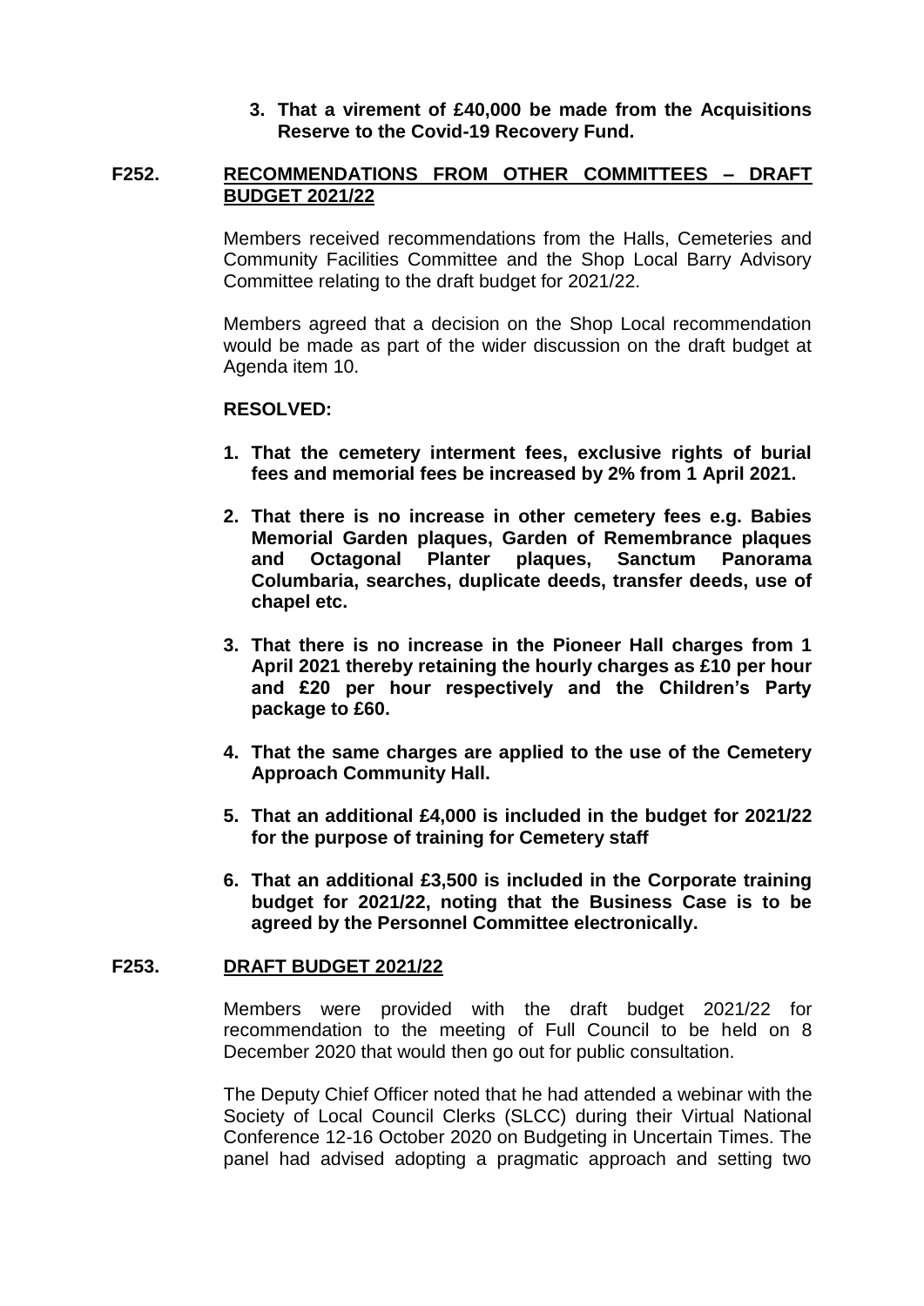**3. That a virement of £40,000 be made from the Acquisitions Reserve to the Covid-19 Recovery Fund.**

## F252. RECOMMENDATIONS FROM OTHER COMMITTEES – DRAFT BUDGET 2021/22

Members received recommendations from the Halls, Cemeteries and Community Facilities Committee and the Shop Local Barry Advisory Committee relating to the draft budget for 2021/22.

Members agreed that a decision on the Shop Local recommendation would be made as part of the wider discussion on the draft budget at Agenda item 10.

**RESOLVED:**

1. **That the cemetery interment fees, exclusive rights of burial fees and memorial fees be increased by 2% from 1 April 2021.**
2. **That there is no increase in other cemetery fees e.g. Babies Memorial Garden plaques, Garden of Remembrance plaques and Octagonal Planter plaques, Sanctum Panorama Columbaria, searches, duplicate deeds, transfer deeds, use of chapel etc.**
3. **That there is no increase in the Pioneer Hall charges from 1 April 2021 thereby retaining the hourly charges as £10 per hour and £20 per hour respectively and the Children's Party package to £60.**
4. **That the same charges are applied to the use of the Cemetery Approach Community Hall.**
5. **That an additional £4,000 is included in the budget for 2021/22 for the purpose of training for Cemetery staff**
6. **That an additional £3,500 is included in the Corporate training budget for 2021/22, noting that the Business Case is to be agreed by the Personnel Committee electronically.**

## F253. DRAFT BUDGET 2021/22

Members were provided with the draft budget 2021/22 for recommendation to the meeting of Full Council to be held on 8 December 2020 that would then go out for public consultation.

The Deputy Chief Officer noted that he had attended a webinar with the Society of Local Council Clerks (SLCC) during their Virtual National Conference 12-16 October 2020 on Budgeting in Uncertain Times. The panel had advised adopting a pragmatic approach and setting two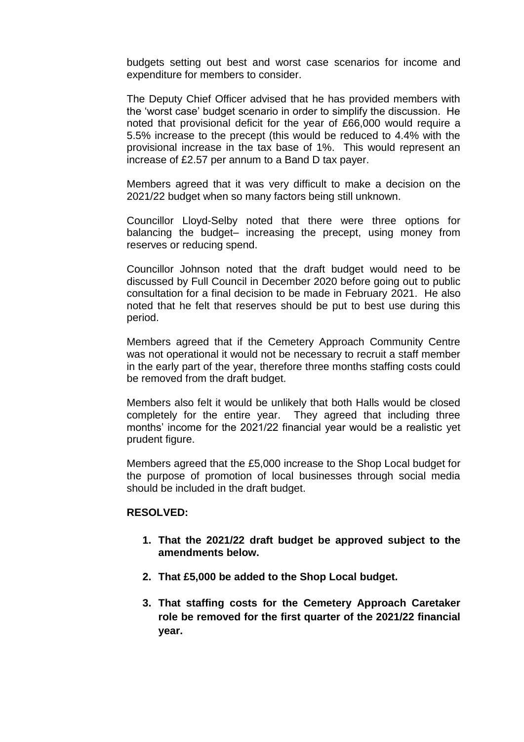budgets setting out best and worst case scenarios for income and expenditure for members to consider.

The Deputy Chief Officer advised that he has provided members with the 'worst case' budget scenario in order to simplify the discussion. He noted that provisional deficit for the year of £66,000 would require a 5.5% increase to the precept (this would be reduced to 4.4% with the provisional increase in the tax base of 1%. This would represent an increase of £2.57 per annum to a Band D tax payer.

Members agreed that it was very difficult to make a decision on the 2021/22 budget when so many factors being still unknown.

Councillor Lloyd-Selby noted that there were three options for balancing the budget– increasing the precept, using money from reserves or reducing spend.

Councillor Johnson noted that the draft budget would need to be discussed by Full Council in December 2020 before going out to public consultation for a final decision to be made in February 2021. He also noted that he felt that reserves should be put to best use during this period.

Members agreed that if the Cemetery Approach Community Centre was not operational it would not be necessary to recruit a staff member in the early part of the year, therefore three months staffing costs could be removed from the draft budget.

Members also felt it would be unlikely that both Halls would be closed completely for the entire year. They agreed that including three months' income for the 2021/22 financial year would be a realistic yet prudent figure.

Members agreed that the £5,000 increase to the Shop Local budget for the purpose of promotion of local businesses through social media should be included in the draft budget.

**RESOLVED:**

1. **That the 2021/22 draft budget be approved subject to the amendments below.**
2. **That £5,000 be added to the Shop Local budget.**
3. **That staffing costs for the Cemetery Approach Caretaker role be removed for the first quarter of the 2021/22 financial year.**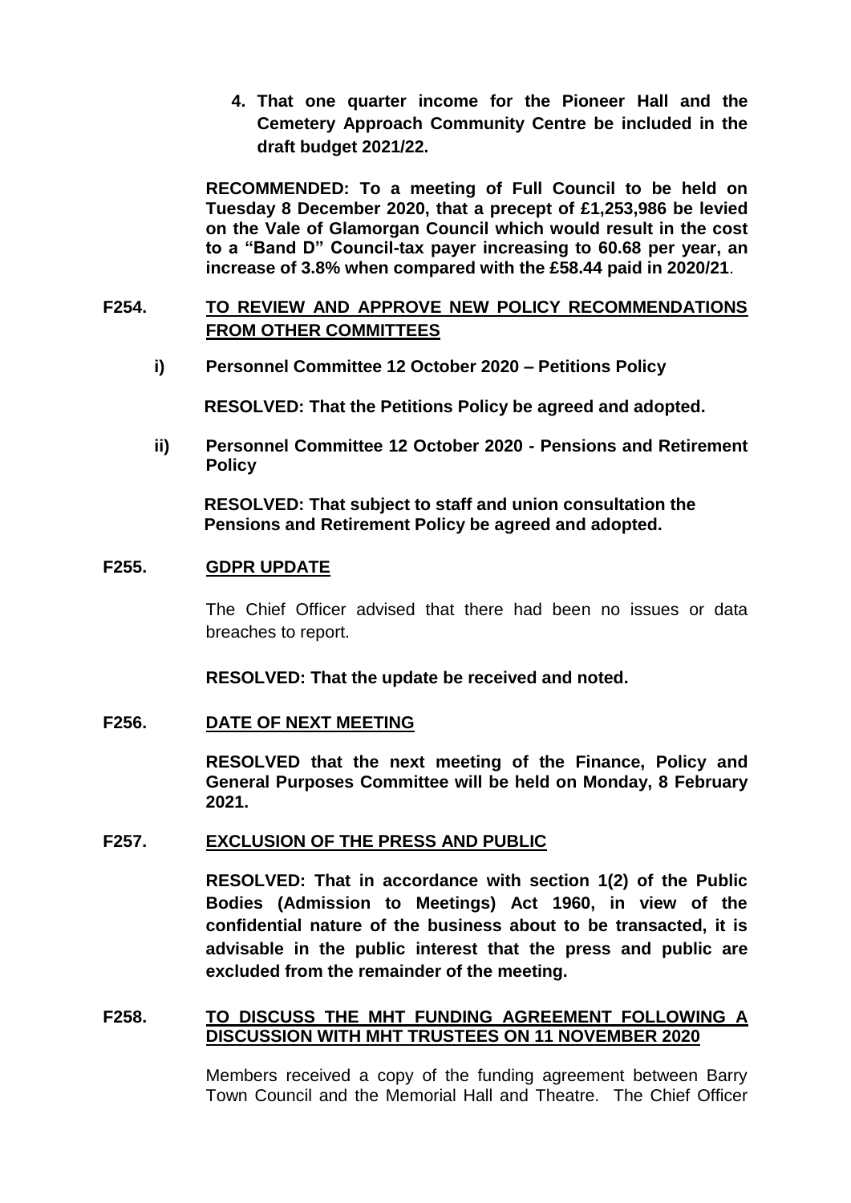4. **That one quarter income for the Pioneer Hall and the Cemetery Approach Community Centre be included in the draft budget 2021/22.**

**RECOMMENDED: To a meeting of Full Council to be held on Tuesday 8 December 2020, that a precept of £1,253,986 be levied on the Vale of Glamorgan Council which would result in the cost to a "Band D" Council-tax payer increasing to 60.68 per year, an increase of 3.8% when compared with the £58.44 paid in 2020/21**.

**F254. TO REVIEW AND APPROVE NEW POLICY RECOMMENDATIONS FROM OTHER COMMITTEES**

**i) Personnel Committee 12 October 2020 – Petitions Policy**

**RESOLVED: That the Petitions Policy be agreed and adopted.**

**ii) Personnel Committee 12 October 2020 - Pensions and Retirement Policy**

**RESOLVED: That subject to staff and union consultation the Pensions and Retirement Policy be agreed and adopted.**

**F255. GDPR UPDATE**

The Chief Officer advised that there had been no issues or data breaches to report.

**RESOLVED: That the update be received and noted.**

**F256. DATE OF NEXT MEETING**

**RESOLVED that the next meeting of the Finance, Policy and General Purposes Committee will be held on Monday, 8 February 2021.**

**F257. EXCLUSION OF THE PRESS AND PUBLIC**

**RESOLVED: That in accordance with section 1(2) of the Public Bodies (Admission to Meetings) Act 1960, in view of the confidential nature of the business about to be transacted, it is advisable in the public interest that the press and public are excluded from the remainder of the meeting.**

**F258. TO DISCUSS THE MHT FUNDING AGREEMENT FOLLOWING A DISCUSSION WITH MHT TRUSTEES ON 11 NOVEMBER 2020**

Members received a copy of the funding agreement between Barry Town Council and the Memorial Hall and Theatre. The Chief Officer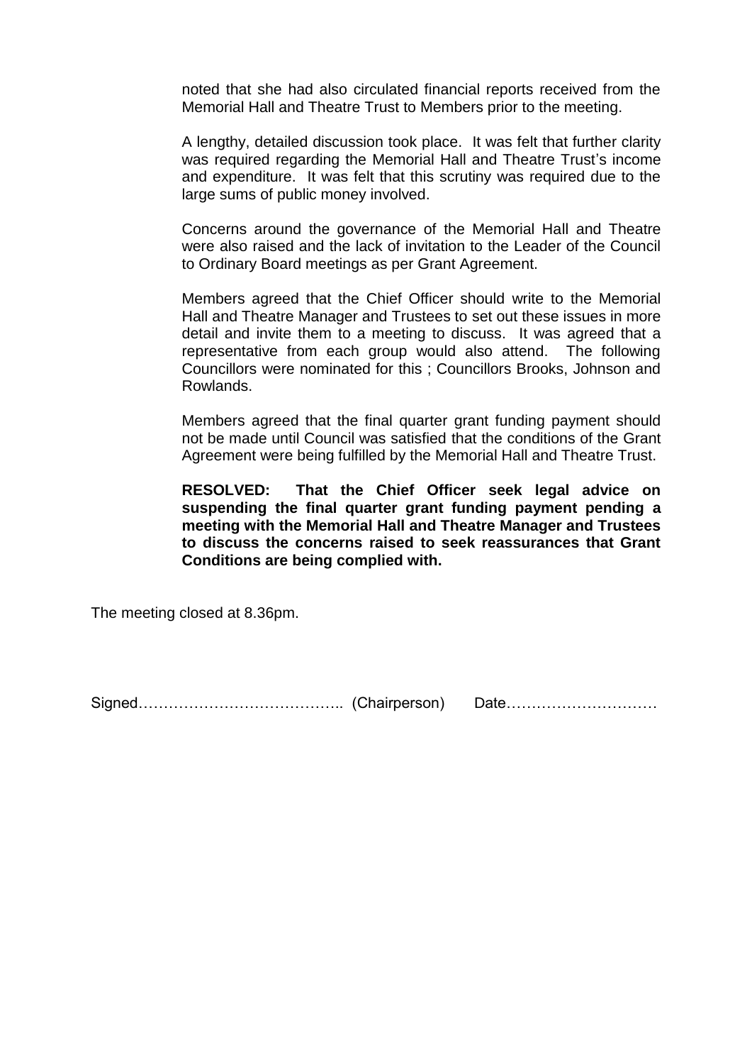noted that she had also circulated financial reports received from the Memorial Hall and Theatre Trust to Members prior to the meeting.

A lengthy, detailed discussion took place. It was felt that further clarity was required regarding the Memorial Hall and Theatre Trust's income and expenditure. It was felt that this scrutiny was required due to the large sums of public money involved.

Concerns around the governance of the Memorial Hall and Theatre were also raised and the lack of invitation to the Leader of the Council to Ordinary Board meetings as per Grant Agreement.

Members agreed that the Chief Officer should write to the Memorial Hall and Theatre Manager and Trustees to set out these issues in more detail and invite them to a meeting to discuss. It was agreed that a representative from each group would also attend. The following Councillors were nominated for this ; Councillors Brooks, Johnson and Rowlands.

Members agreed that the final quarter grant funding payment should not be made until Council was satisfied that the conditions of the Grant Agreement were being fulfilled by the Memorial Hall and Theatre Trust.

**RESOLVED: That the Chief Officer seek legal advice on suspending the final quarter grant funding payment pending a meeting with the Memorial Hall and Theatre Manager and Trustees to discuss the concerns raised to seek reassurances that Grant Conditions are being complied with.**

The meeting closed at 8.36pm.

Signed………………………………….. (Chairperson) Date…………………………